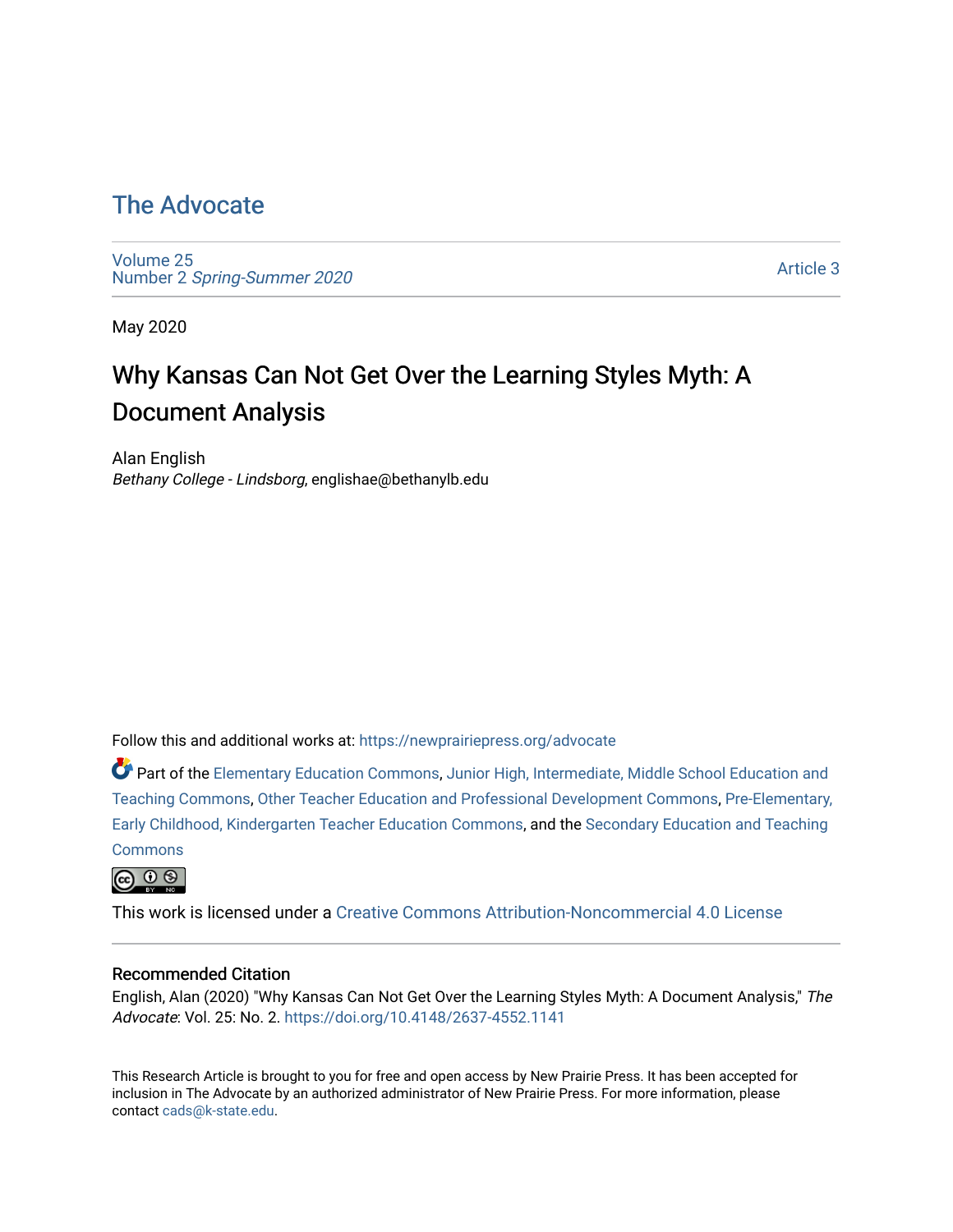# The Advocate

Volume 25
Number 2 *Spring-Summer 2020*

Article 3

May 2020

## Why Kansas Can Not Get Over the Learning Styles Myth: A Document Analysis

Alan English
*Bethany College - Lindsborg*, englishae@bethanylb.edu

Follow this and additional works at: https://newprairiepress.org/advocate

Part of the Elementary Education Commons, Junior High, Intermediate, Middle School Education and Teaching Commons, Other Teacher Education and Professional Development Commons, Pre-Elementary, Early Childhood, Kindergarten Teacher Education Commons, and the Secondary Education and Teaching Commons

This work is licensed under a Creative Commons Attribution-Noncommercial 4.0 License

### Recommended Citation

English, Alan (2020) "Why Kansas Can Not Get Over the Learning Styles Myth: A Document Analysis," *The Advocate*: Vol. 25: No. 2. https://doi.org/10.4148/2637-4552.1141

This Research Article is brought to you for free and open access by New Prairie Press. It has been accepted for inclusion in The Advocate by an authorized administrator of New Prairie Press. For more information, please contact cads@k-state.edu.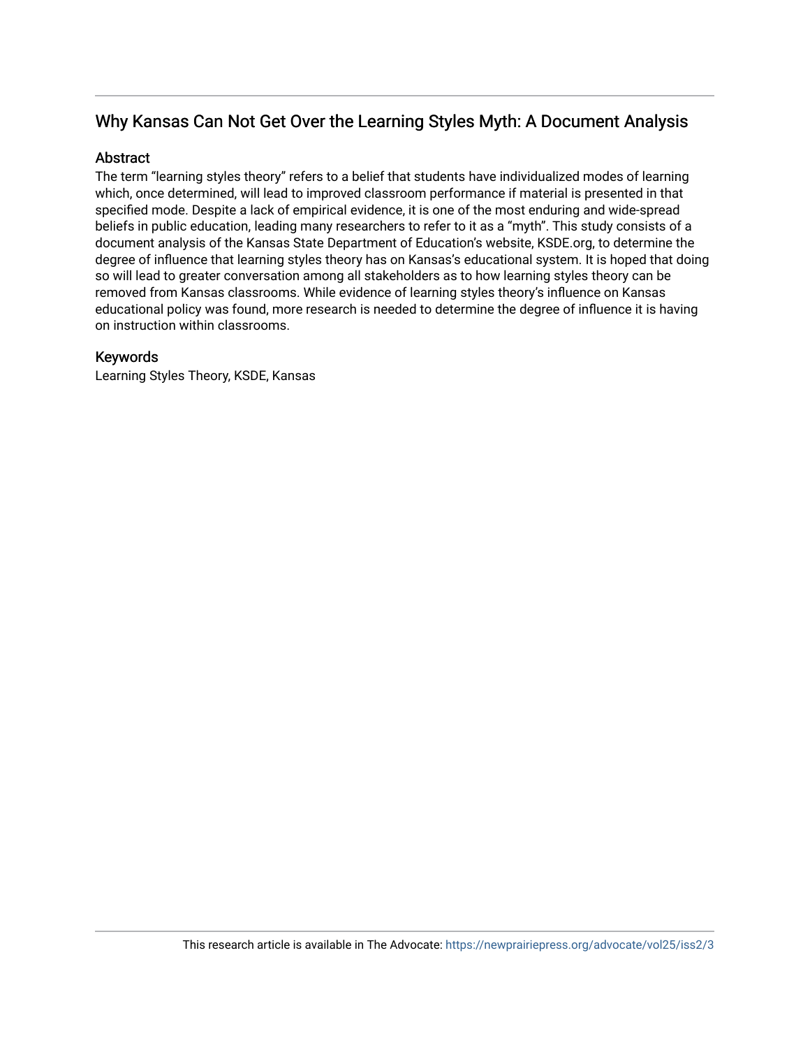## Why Kansas Can Not Get Over the Learning Styles Myth: A Document Analysis

### Abstract

The term "learning styles theory" refers to a belief that students have individualized modes of learning which, once determined, will lead to improved classroom performance if material is presented in that specified mode. Despite a lack of empirical evidence, it is one of the most enduring and wide-spread beliefs in public education, leading many researchers to refer to it as a "myth". This study consists of a document analysis of the Kansas State Department of Education's website, KSDE.org, to determine the degree of influence that learning styles theory has on Kansas's educational system. It is hoped that doing so will lead to greater conversation among all stakeholders as to how learning styles theory can be removed from Kansas classrooms. While evidence of learning styles theory's influence on Kansas educational policy was found, more research is needed to determine the degree of influence it is having on instruction within classrooms.

### Keywords

Learning Styles Theory, KSDE, Kansas

This research article is available in The Advocate: https://newprairiepress.org/advocate/vol25/iss2/3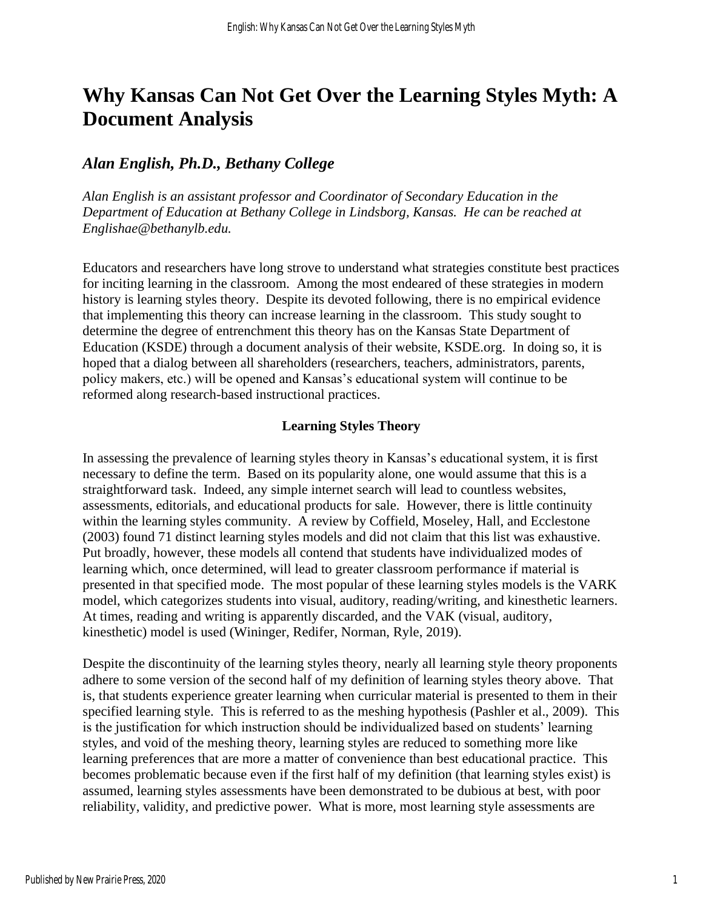# Why Kansas Can Not Get Over the Learning Styles Myth: A Document Analysis

## *Alan English, Ph.D., Bethany College*

*Alan English is an assistant professor and Coordinator of Secondary Education in the Department of Education at Bethany College in Lindsborg, Kansas. He can be reached at Englishae@bethanylb.edu.*

Educators and researchers have long strove to understand what strategies constitute best practices for inciting learning in the classroom. Among the most endeared of these strategies in modern history is learning styles theory. Despite its devoted following, there is no empirical evidence that implementing this theory can increase learning in the classroom. This study sought to determine the degree of entrenchment this theory has on the Kansas State Department of Education (KSDE) through a document analysis of their website, KSDE.org. In doing so, it is hoped that a dialog between all shareholders (researchers, teachers, administrators, parents, policy makers, etc.) will be opened and Kansas's educational system will continue to be reformed along research-based instructional practices.

### Learning Styles Theory

In assessing the prevalence of learning styles theory in Kansas's educational system, it is first necessary to define the term. Based on its popularity alone, one would assume that this is a straightforward task. Indeed, any simple internet search will lead to countless websites, assessments, editorials, and educational products for sale. However, there is little continuity within the learning styles community. A review by Coffield, Moseley, Hall, and Ecclestone (2003) found 71 distinct learning styles models and did not claim that this list was exhaustive. Put broadly, however, these models all contend that students have individualized modes of learning which, once determined, will lead to greater classroom performance if material is presented in that specified mode. The most popular of these learning styles models is the VARK model, which categorizes students into visual, auditory, reading/writing, and kinesthetic learners. At times, reading and writing is apparently discarded, and the VAK (visual, auditory, kinesthetic) model is used (Wininger, Redifer, Norman, Ryle, 2019).

Despite the discontinuity of the learning styles theory, nearly all learning style theory proponents adhere to some version of the second half of my definition of learning styles theory above. That is, that students experience greater learning when curricular material is presented to them in their specified learning style. This is referred to as the meshing hypothesis (Pashler et al., 2009). This is the justification for which instruction should be individualized based on students' learning styles, and void of the meshing theory, learning styles are reduced to something more like learning preferences that are more a matter of convenience than best educational practice. This becomes problematic because even if the first half of my definition (that learning styles exist) is assumed, learning styles assessments have been demonstrated to be dubious at best, with poor reliability, validity, and predictive power. What is more, most learning style assessments are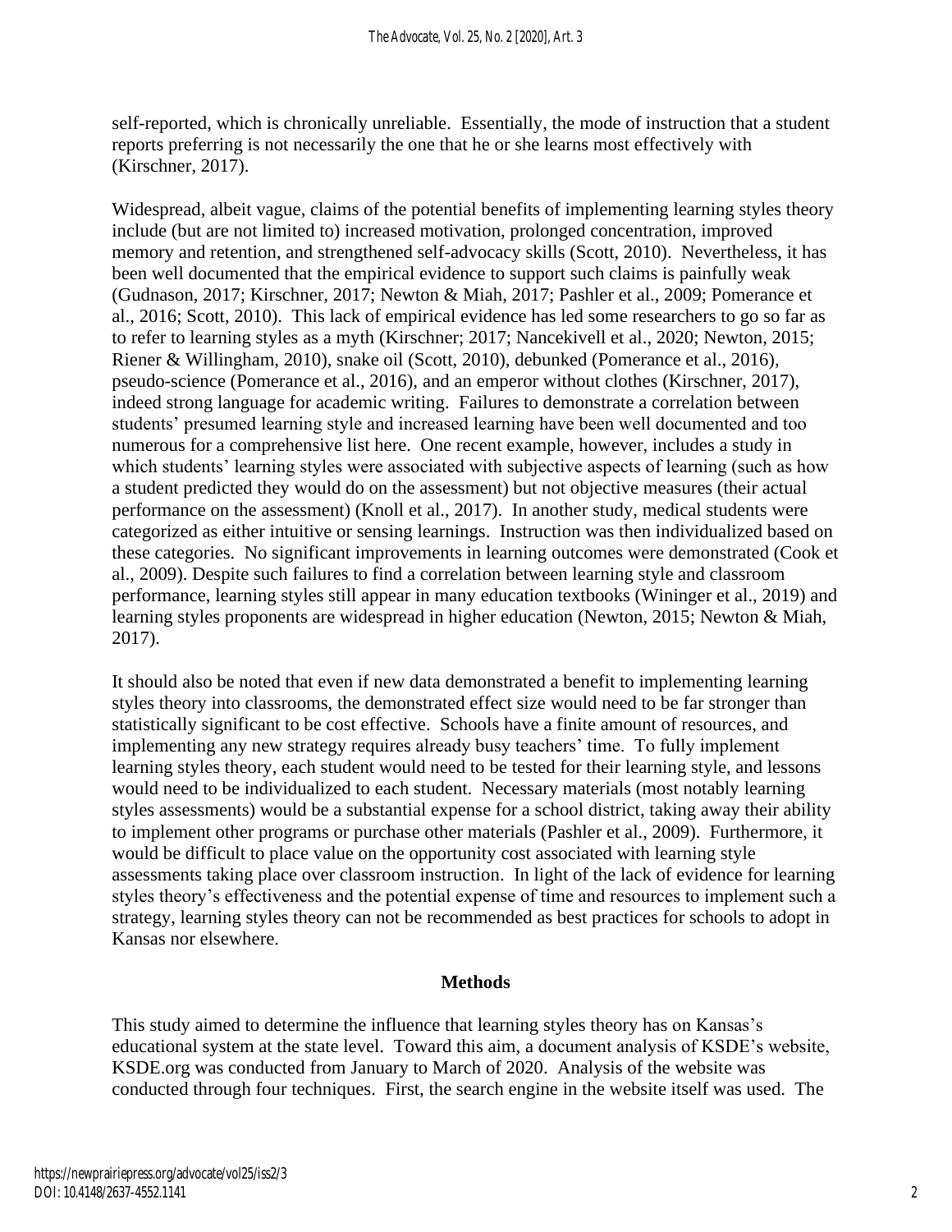self-reported, which is chronically unreliable. Essentially, the mode of instruction that a student reports preferring is not necessarily the one that he or she learns most effectively with (Kirschner, 2017).

Widespread, albeit vague, claims of the potential benefits of implementing learning styles theory include (but are not limited to) increased motivation, prolonged concentration, improved memory and retention, and strengthened self-advocacy skills (Scott, 2010). Nevertheless, it has been well documented that the empirical evidence to support such claims is painfully weak (Gudnason, 2017; Kirschner, 2017; Newton & Miah, 2017; Pashler et al., 2009; Pomerance et al., 2016; Scott, 2010). This lack of empirical evidence has led some researchers to go so far as to refer to learning styles as a myth (Kirschner; 2017; Nancekivell et al., 2020; Newton, 2015; Riener & Willingham, 2010), snake oil (Scott, 2010), debunked (Pomerance et al., 2016), pseudo-science (Pomerance et al., 2016), and an emperor without clothes (Kirschner, 2017), indeed strong language for academic writing. Failures to demonstrate a correlation between students' presumed learning style and increased learning have been well documented and too numerous for a comprehensive list here. One recent example, however, includes a study in which students' learning styles were associated with subjective aspects of learning (such as how a student predicted they would do on the assessment) but not objective measures (their actual performance on the assessment) (Knoll et al., 2017). In another study, medical students were categorized as either intuitive or sensing learnings. Instruction was then individualized based on these categories. No significant improvements in learning outcomes were demonstrated (Cook et al., 2009). Despite such failures to find a correlation between learning style and classroom performance, learning styles still appear in many education textbooks (Wininger et al., 2019) and learning styles proponents are widespread in higher education (Newton, 2015; Newton & Miah, 2017).

It should also be noted that even if new data demonstrated a benefit to implementing learning styles theory into classrooms, the demonstrated effect size would need to be far stronger than statistically significant to be cost effective. Schools have a finite amount of resources, and implementing any new strategy requires already busy teachers' time. To fully implement learning styles theory, each student would need to be tested for their learning style, and lessons would need to be individualized to each student. Necessary materials (most notably learning styles assessments) would be a substantial expense for a school district, taking away their ability to implement other programs or purchase other materials (Pashler et al., 2009). Furthermore, it would be difficult to place value on the opportunity cost associated with learning style assessments taking place over classroom instruction. In light of the lack of evidence for learning styles theory's effectiveness and the potential expense of time and resources to implement such a strategy, learning styles theory can not be recommended as best practices for schools to adopt in Kansas nor elsewhere.

## Methods

This study aimed to determine the influence that learning styles theory has on Kansas's educational system at the state level. Toward this aim, a document analysis of KSDE's website, KSDE.org was conducted from January to March of 2020. Analysis of the website was conducted through four techniques. First, the search engine in the website itself was used. The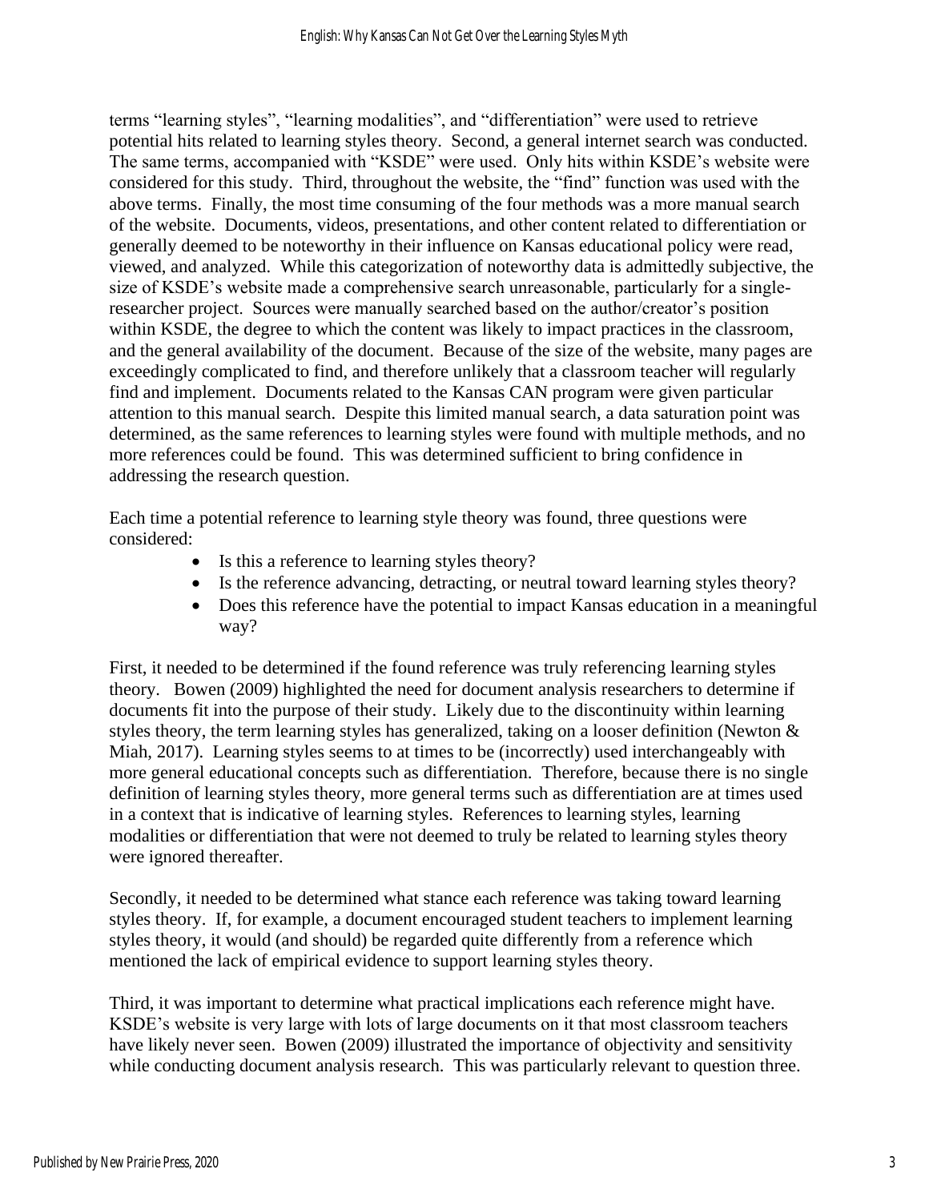terms “learning styles”, “learning modalities”, and “differentiation” were used to retrieve potential hits related to learning styles theory. Second, a general internet search was conducted. The same terms, accompanied with “KSDE” were used. Only hits within KSDE’s website were considered for this study. Third, throughout the website, the “find” function was used with the above terms. Finally, the most time consuming of the four methods was a more manual search of the website. Documents, videos, presentations, and other content related to differentiation or generally deemed to be noteworthy in their influence on Kansas educational policy were read, viewed, and analyzed. While this categorization of noteworthy data is admittedly subjective, the size of KSDE’s website made a comprehensive search unreasonable, particularly for a single-researcher project. Sources were manually searched based on the author/creator’s position within KSDE, the degree to which the content was likely to impact practices in the classroom, and the general availability of the document. Because of the size of the website, many pages are exceedingly complicated to find, and therefore unlikely that a classroom teacher will regularly find and implement. Documents related to the Kansas CAN program were given particular attention to this manual search. Despite this limited manual search, a data saturation point was determined, as the same references to learning styles were found with multiple methods, and no more references could be found. This was determined sufficient to bring confidence in addressing the research question.

Each time a potential reference to learning style theory was found, three questions were considered:

- Is this a reference to learning styles theory?
- Is the reference advancing, detracting, or neutral toward learning styles theory?
- Does this reference have the potential to impact Kansas education in a meaningful way?

First, it needed to be determined if the found reference was truly referencing learning styles theory. Bowen (2009) highlighted the need for document analysis researchers to determine if documents fit into the purpose of their study. Likely due to the discontinuity within learning styles theory, the term learning styles has generalized, taking on a looser definition (Newton & Miah, 2017). Learning styles seems to at times to be (incorrectly) used interchangeably with more general educational concepts such as differentiation. Therefore, because there is no single definition of learning styles theory, more general terms such as differentiation are at times used in a context that is indicative of learning styles. References to learning styles, learning modalities or differentiation that were not deemed to truly be related to learning styles theory were ignored thereafter.

Secondly, it needed to be determined what stance each reference was taking toward learning styles theory. If, for example, a document encouraged student teachers to implement learning styles theory, it would (and should) be regarded quite differently from a reference which mentioned the lack of empirical evidence to support learning styles theory.

Third, it was important to determine what practical implications each reference might have. KSDE’s website is very large with lots of large documents on it that most classroom teachers have likely never seen. Bowen (2009) illustrated the importance of objectivity and sensitivity while conducting document analysis research. This was particularly relevant to question three.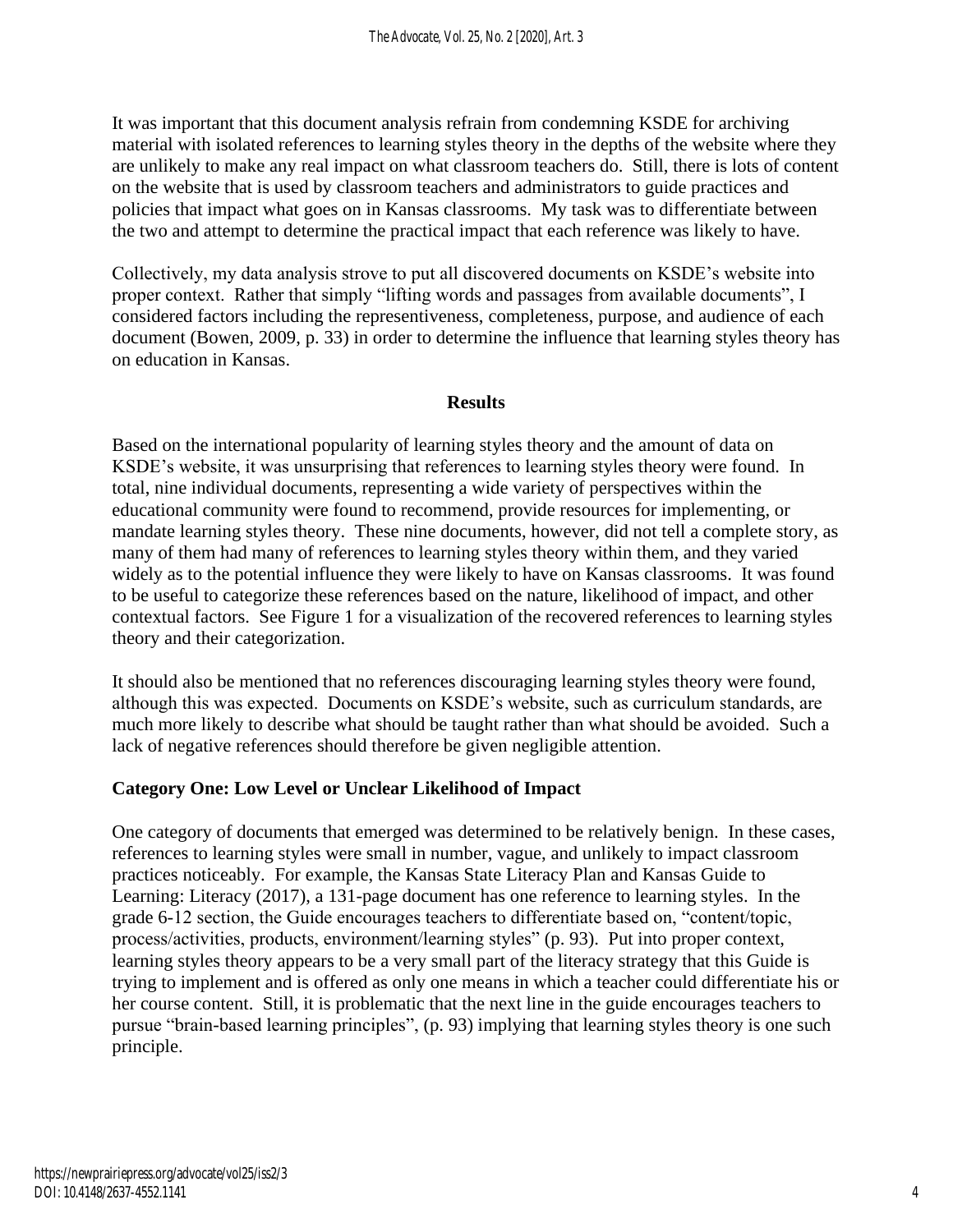It was important that this document analysis refrain from condemning KSDE for archiving material with isolated references to learning styles theory in the depths of the website where they are unlikely to make any real impact on what classroom teachers do. Still, there is lots of content on the website that is used by classroom teachers and administrators to guide practices and policies that impact what goes on in Kansas classrooms. My task was to differentiate between the two and attempt to determine the practical impact that each reference was likely to have.

Collectively, my data analysis strove to put all discovered documents on KSDE's website into proper context. Rather that simply "lifting words and passages from available documents", I considered factors including the representiveness, completeness, purpose, and audience of each document (Bowen, 2009, p. 33) in order to determine the influence that learning styles theory has on education in Kansas.

## Results

Based on the international popularity of learning styles theory and the amount of data on KSDE's website, it was unsurprising that references to learning styles theory were found. In total, nine individual documents, representing a wide variety of perspectives within the educational community were found to recommend, provide resources for implementing, or mandate learning styles theory. These nine documents, however, did not tell a complete story, as many of them had many of references to learning styles theory within them, and they varied widely as to the potential influence they were likely to have on Kansas classrooms. It was found to be useful to categorize these references based on the nature, likelihood of impact, and other contextual factors. See Figure 1 for a visualization of the recovered references to learning styles theory and their categorization.

It should also be mentioned that no references discouraging learning styles theory were found, although this was expected. Documents on KSDE's website, such as curriculum standards, are much more likely to describe what should be taught rather than what should be avoided. Such a lack of negative references should therefore be given negligible attention.

### Category One: Low Level or Unclear Likelihood of Impact

One category of documents that emerged was determined to be relatively benign. In these cases, references to learning styles were small in number, vague, and unlikely to impact classroom practices noticeably. For example, the Kansas State Literacy Plan and Kansas Guide to Learning: Literacy (2017), a 131-page document has one reference to learning styles. In the grade 6-12 section, the Guide encourages teachers to differentiate based on, "content/topic, process/activities, products, environment/learning styles" (p. 93). Put into proper context, learning styles theory appears to be a very small part of the literacy strategy that this Guide is trying to implement and is offered as only one means in which a teacher could differentiate his or her course content. Still, it is problematic that the next line in the guide encourages teachers to pursue "brain-based learning principles", (p. 93) implying that learning styles theory is one such principle.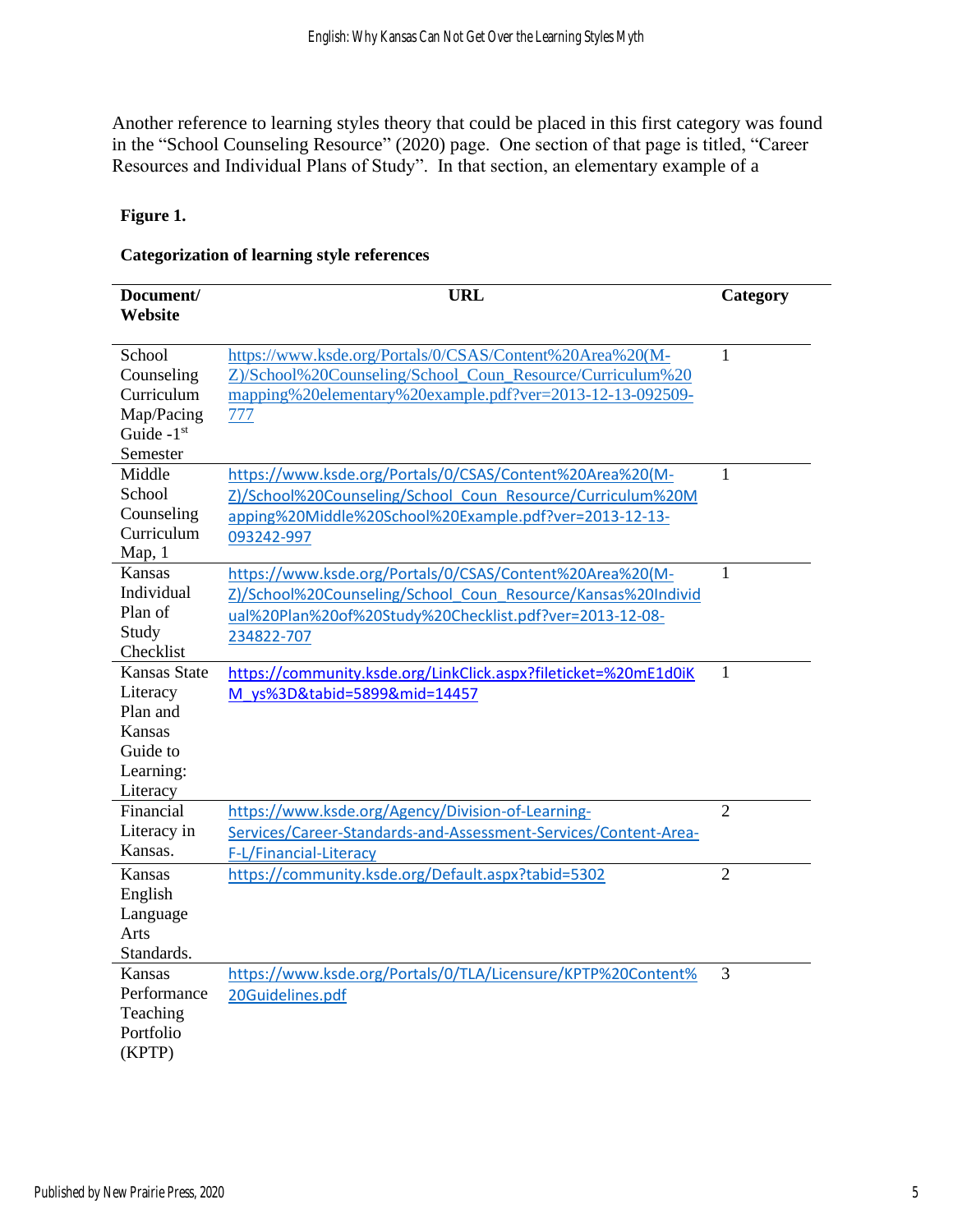Another reference to learning styles theory that could be placed in this first category was found in the "School Counseling Resource" (2020) page. One section of that page is titled, "Career Resources and Individual Plans of Study". In that section, an elementary example of a

**Figure 1.**

**Categorization of learning style references**

| Document/ Website | URL | Category |
|---|---|---|
| School Counseling Curriculum Map/Pacing Guide -1st Semester | https://www.ksde.org/Portals/0/CSAS/Content%20Area%20(M-Z)/School%20Counseling/School_Coun_Resource/Curriculum%20mapping%20elementary%20example.pdf?ver=2013-12-13-092509-777 | 1 |
| Middle School Counseling Curriculum Map, 1 | https://www.ksde.org/Portals/0/CSAS/Content%20Area%20(M-Z)/School%20Counseling/School_Coun_Resource/Curriculum%20Mapping%20Middle%20School%20Example.pdf?ver=2013-12-13-093242-997 | 1 |
| Kansas Individual Plan of Study Checklist | https://www.ksde.org/Portals/0/CSAS/Content%20Area%20(M-Z)/School%20Counseling/School_Coun_Resource/Kansas%20Individual%20Plan%20of%20Study%20Checklist.pdf?ver=2013-12-08-234822-707 | 1 |
| Kansas State Literacy Plan and Kansas Guide to Learning: Literacy | https://community.ksde.org/LinkClick.aspx?fileticket=%20mE1d0iKM_ys%3D&tabid=5899&mid=14457 | 1 |
| Financial Literacy in Kansas. | https://www.ksde.org/Agency/Division-of-Learning-Services/Career-Standards-and-Assessment-Services/Content-Area-F-L/Financial-Literacy | 2 |
| Kansas English Language Arts Standards. | https://community.ksde.org/Default.aspx?tabid=5302 | 2 |
| Kansas Performance Teaching Portfolio (KPTP) | https://www.ksde.org/Portals/0/TLA/Licensure/KPTP%20Content%20Guidelines.pdf | 3 |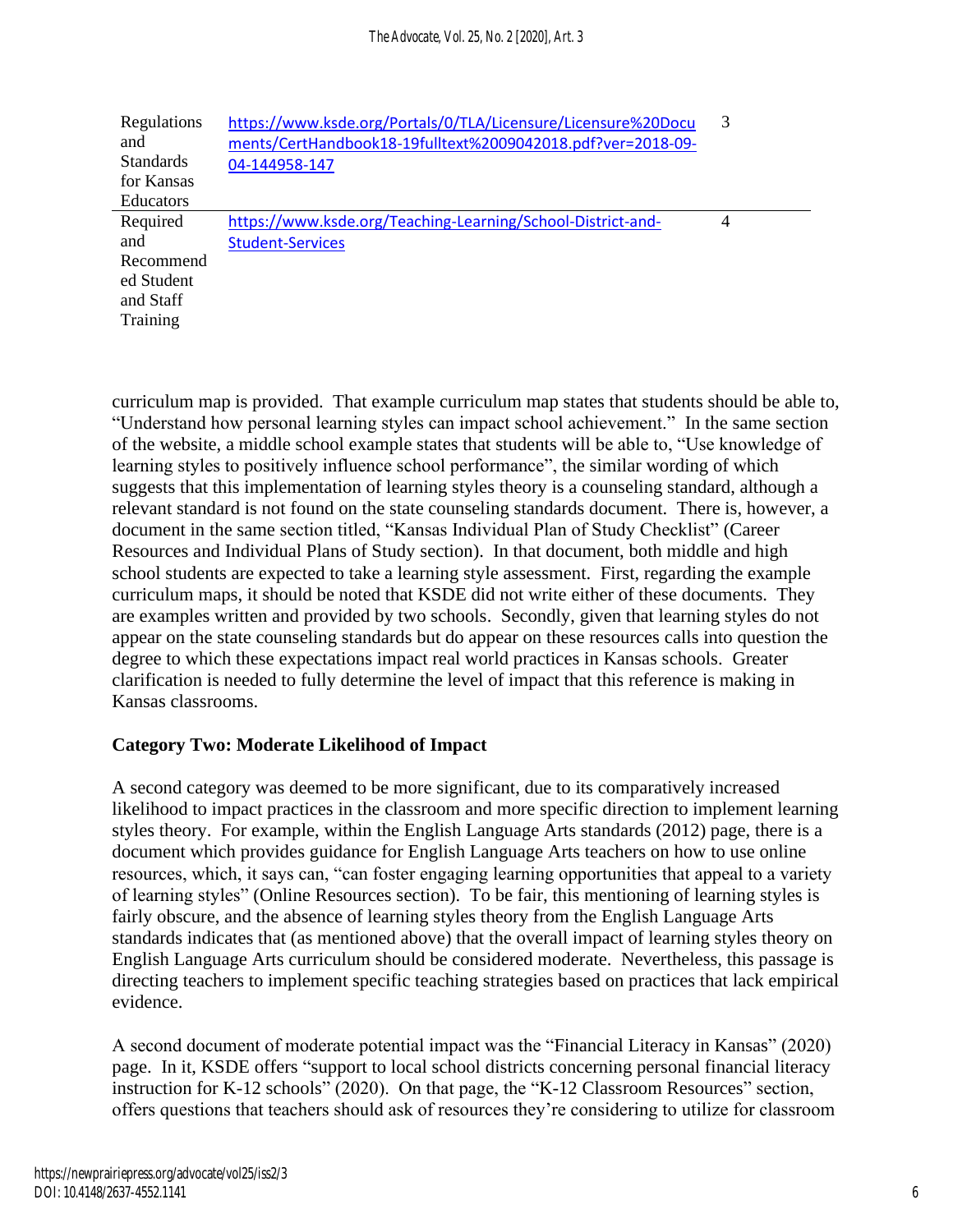| Regulations and Standards for Kansas Educators | https://www.ksde.org/Portals/0/TLA/Licensure/Licensure%20Documents/CertHandbook18-19fulltext%2009042018.pdf?ver=2018-09-04-144958-147 | 3 |
|---|---|---|
| Required and Recommended Student and Staff Training | https://www.ksde.org/Teaching-Learning/School-District-and-Student-Services | 4 |

curriculum map is provided. That example curriculum map states that students should be able to, "Understand how personal learning styles can impact school achievement." In the same section of the website, a middle school example states that students will be able to, "Use knowledge of learning styles to positively influence school performance", the similar wording of which suggests that this implementation of learning styles theory is a counseling standard, although a relevant standard is not found on the state counseling standards document. There is, however, a document in the same section titled, "Kansas Individual Plan of Study Checklist" (Career Resources and Individual Plans of Study section). In that document, both middle and high school students are expected to take a learning style assessment. First, regarding the example curriculum maps, it should be noted that KSDE did not write either of these documents. They are examples written and provided by two schools. Secondly, given that learning styles do not appear on the state counseling standards but do appear on these resources calls into question the degree to which these expectations impact real world practices in Kansas schools. Greater clarification is needed to fully determine the level of impact that this reference is making in Kansas classrooms.

**Category Two: Moderate Likelihood of Impact**

A second category was deemed to be more significant, due to its comparatively increased likelihood to impact practices in the classroom and more specific direction to implement learning styles theory. For example, within the English Language Arts standards (2012) page, there is a document which provides guidance for English Language Arts teachers on how to use online resources, which, it says can, "can foster engaging learning opportunities that appeal to a variety of learning styles" (Online Resources section). To be fair, this mentioning of learning styles is fairly obscure, and the absence of learning styles theory from the English Language Arts standards indicates that (as mentioned above) that the overall impact of learning styles theory on English Language Arts curriculum should be considered moderate. Nevertheless, this passage is directing teachers to implement specific teaching strategies based on practices that lack empirical evidence.

A second document of moderate potential impact was the "Financial Literacy in Kansas" (2020) page. In it, KSDE offers "support to local school districts concerning personal financial literacy instruction for K-12 schools" (2020). On that page, the "K-12 Classroom Resources" section, offers questions that teachers should ask of resources they're considering to utilize for classroom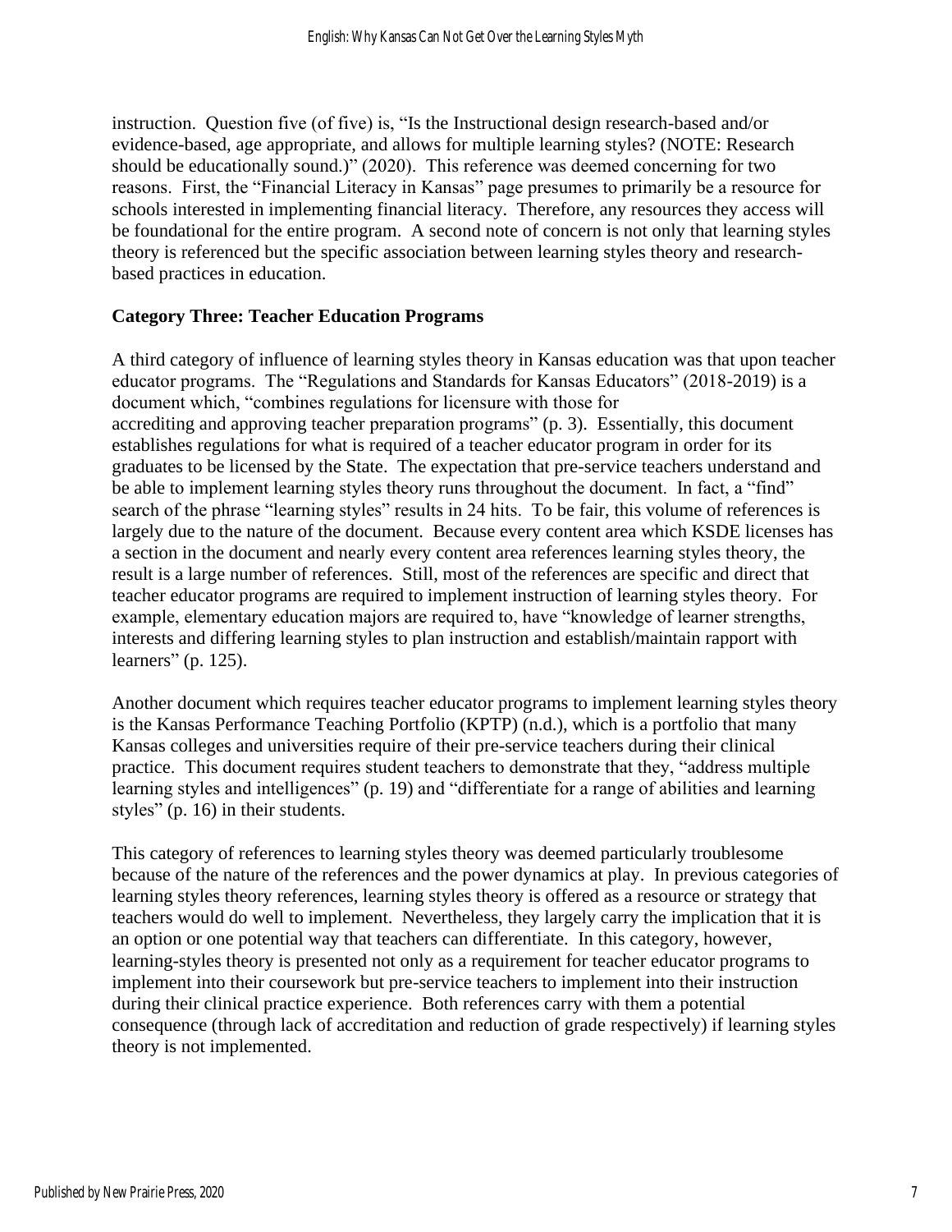instruction. Question five (of five) is, "Is the Instructional design research-based and/or evidence-based, age appropriate, and allows for multiple learning styles? (NOTE: Research should be educationally sound.)" (2020). This reference was deemed concerning for two reasons. First, the "Financial Literacy in Kansas" page presumes to primarily be a resource for schools interested in implementing financial literacy. Therefore, any resources they access will be foundational for the entire program. A second note of concern is not only that learning styles theory is referenced but the specific association between learning styles theory and research-based practices in education.

**Category Three: Teacher Education Programs**

A third category of influence of learning styles theory in Kansas education was that upon teacher educator programs. The "Regulations and Standards for Kansas Educators" (2018-2019) is a document which, "combines regulations for licensure with those for accrediting and approving teacher preparation programs" (p. 3). Essentially, this document establishes regulations for what is required of a teacher educator program in order for its graduates to be licensed by the State. The expectation that pre-service teachers understand and be able to implement learning styles theory runs throughout the document. In fact, a "find" search of the phrase "learning styles" results in 24 hits. To be fair, this volume of references is largely due to the nature of the document. Because every content area which KSDE licenses has a section in the document and nearly every content area references learning styles theory, the result is a large number of references. Still, most of the references are specific and direct that teacher educator programs are required to implement instruction of learning styles theory. For example, elementary education majors are required to, have "knowledge of learner strengths, interests and differing learning styles to plan instruction and establish/maintain rapport with learners" (p. 125).

Another document which requires teacher educator programs to implement learning styles theory is the Kansas Performance Teaching Portfolio (KPTP) (n.d.), which is a portfolio that many Kansas colleges and universities require of their pre-service teachers during their clinical practice. This document requires student teachers to demonstrate that they, "address multiple learning styles and intelligences" (p. 19) and "differentiate for a range of abilities and learning styles" (p. 16) in their students.

This category of references to learning styles theory was deemed particularly troublesome because of the nature of the references and the power dynamics at play. In previous categories of learning styles theory references, learning styles theory is offered as a resource or strategy that teachers would do well to implement. Nevertheless, they largely carry the implication that it is an option or one potential way that teachers can differentiate. In this category, however, learning-styles theory is presented not only as a requirement for teacher educator programs to implement into their coursework but pre-service teachers to implement into their instruction during their clinical practice experience. Both references carry with them a potential consequence (through lack of accreditation and reduction of grade respectively) if learning styles theory is not implemented.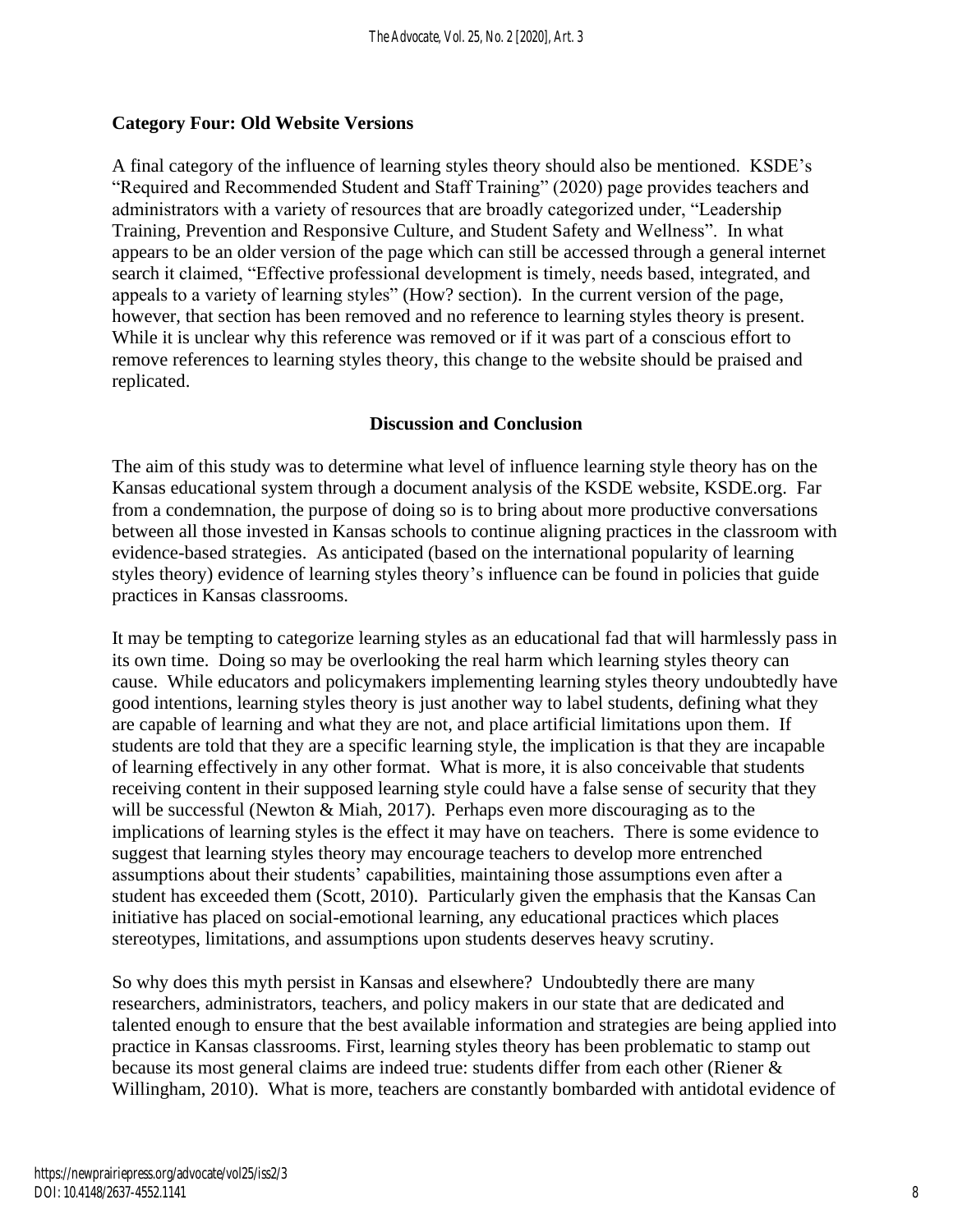**Category Four: Old Website Versions**

A final category of the influence of learning styles theory should also be mentioned. KSDE's "Required and Recommended Student and Staff Training" (2020) page provides teachers and administrators with a variety of resources that are broadly categorized under, "Leadership Training, Prevention and Responsive Culture, and Student Safety and Wellness". In what appears to be an older version of the page which can still be accessed through a general internet search it claimed, "Effective professional development is timely, needs based, integrated, and appeals to a variety of learning styles" (How? section). In the current version of the page, however, that section has been removed and no reference to learning styles theory is present. While it is unclear why this reference was removed or if it was part of a conscious effort to remove references to learning styles theory, this change to the website should be praised and replicated.

## Discussion and Conclusion

The aim of this study was to determine what level of influence learning style theory has on the Kansas educational system through a document analysis of the KSDE website, KSDE.org. Far from a condemnation, the purpose of doing so is to bring about more productive conversations between all those invested in Kansas schools to continue aligning practices in the classroom with evidence-based strategies. As anticipated (based on the international popularity of learning styles theory) evidence of learning styles theory's influence can be found in policies that guide practices in Kansas classrooms.

It may be tempting to categorize learning styles as an educational fad that will harmlessly pass in its own time. Doing so may be overlooking the real harm which learning styles theory can cause. While educators and policymakers implementing learning styles theory undoubtedly have good intentions, learning styles theory is just another way to label students, defining what they are capable of learning and what they are not, and place artificial limitations upon them. If students are told that they are a specific learning style, the implication is that they are incapable of learning effectively in any other format. What is more, it is also conceivable that students receiving content in their supposed learning style could have a false sense of security that they will be successful (Newton & Miah, 2017). Perhaps even more discouraging as to the implications of learning styles is the effect it may have on teachers. There is some evidence to suggest that learning styles theory may encourage teachers to develop more entrenched assumptions about their students' capabilities, maintaining those assumptions even after a student has exceeded them (Scott, 2010). Particularly given the emphasis that the Kansas Can initiative has placed on social-emotional learning, any educational practices which places stereotypes, limitations, and assumptions upon students deserves heavy scrutiny.

So why does this myth persist in Kansas and elsewhere? Undoubtedly there are many researchers, administrators, teachers, and policy makers in our state that are dedicated and talented enough to ensure that the best available information and strategies are being applied into practice in Kansas classrooms. First, learning styles theory has been problematic to stamp out because its most general claims are indeed true: students differ from each other (Riener & Willingham, 2010). What is more, teachers are constantly bombarded with antidotal evidence of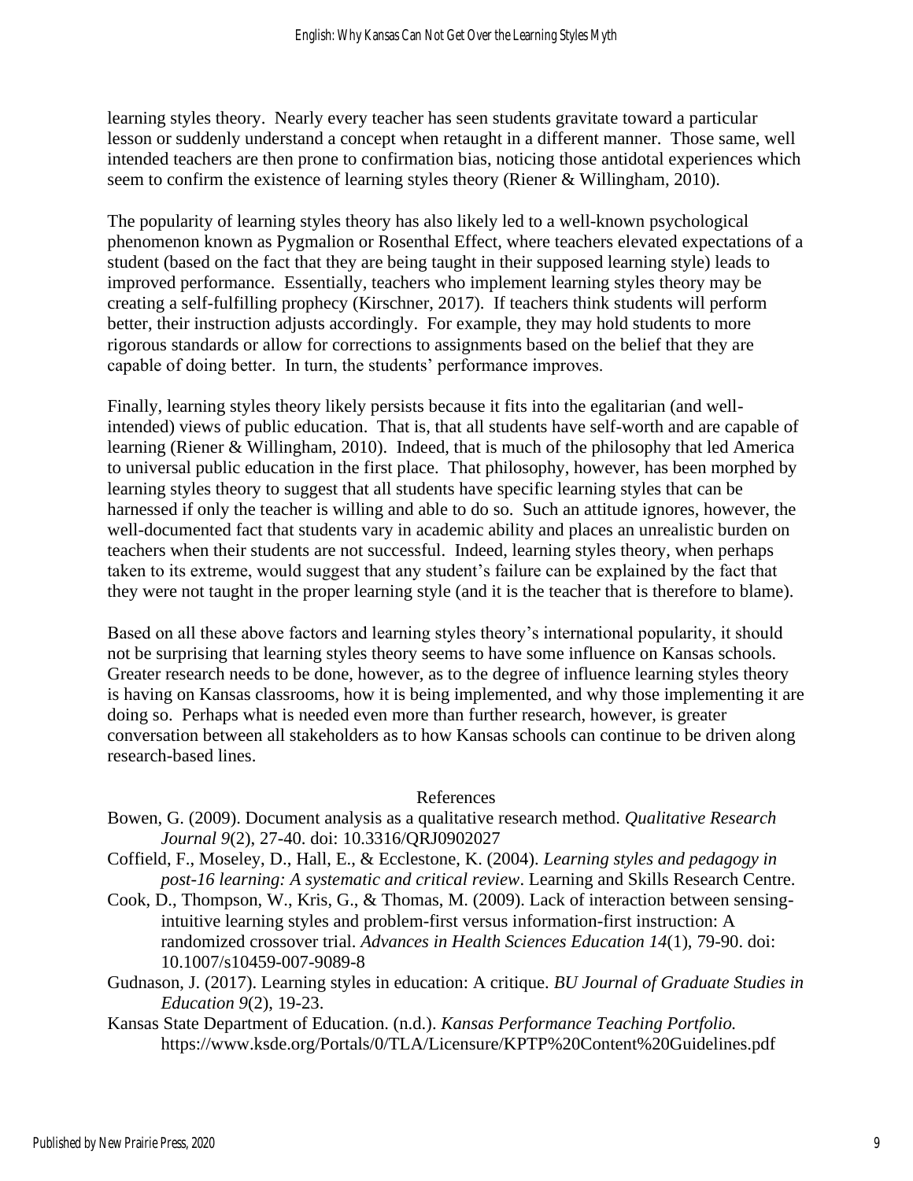learning styles theory. Nearly every teacher has seen students gravitate toward a particular lesson or suddenly understand a concept when retaught in a different manner. Those same, well intended teachers are then prone to confirmation bias, noticing those antidotal experiences which seem to confirm the existence of learning styles theory (Riener & Willingham, 2010).

The popularity of learning styles theory has also likely led to a well-known psychological phenomenon known as Pygmalion or Rosenthal Effect, where teachers elevated expectations of a student (based on the fact that they are being taught in their supposed learning style) leads to improved performance. Essentially, teachers who implement learning styles theory may be creating a self-fulfilling prophecy (Kirschner, 2017). If teachers think students will perform better, their instruction adjusts accordingly. For example, they may hold students to more rigorous standards or allow for corrections to assignments based on the belief that they are capable of doing better. In turn, the students' performance improves.

Finally, learning styles theory likely persists because it fits into the egalitarian (and well-intended) views of public education. That is, that all students have self-worth and are capable of learning (Riener & Willingham, 2010). Indeed, that is much of the philosophy that led America to universal public education in the first place. That philosophy, however, has been morphed by learning styles theory to suggest that all students have specific learning styles that can be harnessed if only the teacher is willing and able to do so. Such an attitude ignores, however, the well-documented fact that students vary in academic ability and places an unrealistic burden on teachers when their students are not successful. Indeed, learning styles theory, when perhaps taken to its extreme, would suggest that any student's failure can be explained by the fact that they were not taught in the proper learning style (and it is the teacher that is therefore to blame).

Based on all these above factors and learning styles theory's international popularity, it should not be surprising that learning styles theory seems to have some influence on Kansas schools. Greater research needs to be done, however, as to the degree of influence learning styles theory is having on Kansas classrooms, how it is being implemented, and why those implementing it are doing so. Perhaps what is needed even more than further research, however, is greater conversation between all stakeholders as to how Kansas schools can continue to be driven along research-based lines.

## References

Bowen, G. (2009). Document analysis as a qualitative research method. *Qualitative Research Journal 9*(2), 27-40. doi: 10.3316/QRJ0902027

Coffield, F., Moseley, D., Hall, E., & Ecclestone, K. (2004). *Learning styles and pedagogy in post-16 learning: A systematic and critical review*. Learning and Skills Research Centre.

Cook, D., Thompson, W., Kris, G., & Thomas, M. (2009). Lack of interaction between sensing-intuitive learning styles and problem-first versus information-first instruction: A randomized crossover trial. *Advances in Health Sciences Education 14*(1), 79-90. doi: 10.1007/s10459-007-9089-8

Gudnason, J. (2017). Learning styles in education: A critique. *BU Journal of Graduate Studies in Education 9*(2), 19-23.

Kansas State Department of Education. (n.d.). *Kansas Performance Teaching Portfolio.* https://www.ksde.org/Portals/0/TLA/Licensure/KPTP%20Content%20Guidelines.pdf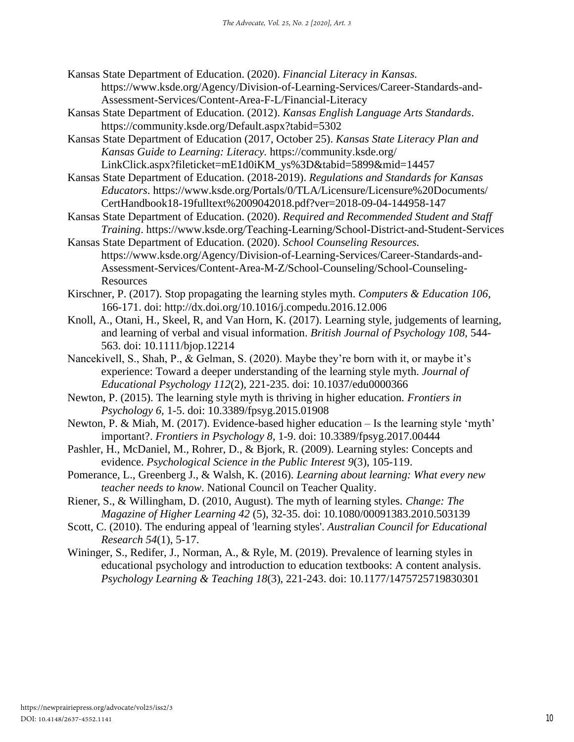Kansas State Department of Education. (2020). *Financial Literacy in Kansas.* https://www.ksde.org/Agency/Division-of-Learning-Services/Career-Standards-and-Assessment-Services/Content-Area-F-L/Financial-Literacy

Kansas State Department of Education. (2012). *Kansas English Language Arts Standards*. https://community.ksde.org/Default.aspx?tabid=5302

Kansas State Department of Education (2017, October 25). *Kansas State Literacy Plan and Kansas Guide to Learning: Literacy.* https://community.ksde.org/LinkClick.aspx?fileticket=mE1d0iKM_ys%3D&tabid=5899&mid=14457

Kansas State Department of Education. (2018-2019). *Regulations and Standards for Kansas Educators*. https://www.ksde.org/Portals/0/TLA/Licensure/Licensure%20Documents/CertHandbook18-19fulltext%2009042018.pdf?ver=2018-09-04-144958-147

Kansas State Department of Education. (2020). *Required and Recommended Student and Staff Training*. https://www.ksde.org/Teaching-Learning/School-District-and-Student-Services

Kansas State Department of Education. (2020). *School Counseling Resources.* https://www.ksde.org/Agency/Division-of-Learning-Services/Career-Standards-and-Assessment-Services/Content-Area-M-Z/School-Counseling/School-Counseling-Resources

Kirschner, P. (2017). Stop propagating the learning styles myth. *Computers & Education 106*, 166-171. doi: http://dx.doi.org/10.1016/j.compedu.2016.12.006

Knoll, A., Otani, H., Skeel, R, and Van Horn, K. (2017). Learning style, judgements of learning, and learning of verbal and visual information. *British Journal of Psychology 108,* 544-563. doi: 10.1111/bjop.12214

Nancekivell, S., Shah, P., & Gelman, S. (2020). Maybe they're born with it, or maybe it's experience: Toward a deeper understanding of the learning style myth. *Journal of Educational Psychology 112*(2), 221-235. doi: 10.1037/edu0000366

Newton, P. (2015). The learning style myth is thriving in higher education. *Frontiers in Psychology 6*, 1-5. doi: 10.3389/fpsyg.2015.01908

Newton, P. & Miah, M. (2017). Evidence-based higher education – Is the learning style 'myth' important?. *Frontiers in Psychology 8*, 1-9. doi: 10.3389/fpsyg.2017.00444

Pashler, H., McDaniel, M., Rohrer, D., & Bjork, R. (2009). Learning styles: Concepts and evidence. *Psychological Science in the Public Interest 9*(3), 105-119.

Pomerance, L., Greenberg J., & Walsh, K. (2016). *Learning about learning: What every new teacher needs to know*. National Council on Teacher Quality.

Riener, S., & Willingham, D. (2010, August). The myth of learning styles. *Change: The Magazine of Higher Learning 42* (5), 32-35. doi: 10.1080/00091383.2010.503139

Scott, C. (2010). The enduring appeal of 'learning styles'. *Australian Council for Educational Research 54*(1), 5-17.

Wininger, S., Redifer, J., Norman, A., & Ryle, M. (2019). Prevalence of learning styles in educational psychology and introduction to education textbooks: A content analysis. *Psychology Learning & Teaching 18*(3), 221-243. doi: 10.1177/1475725719830301